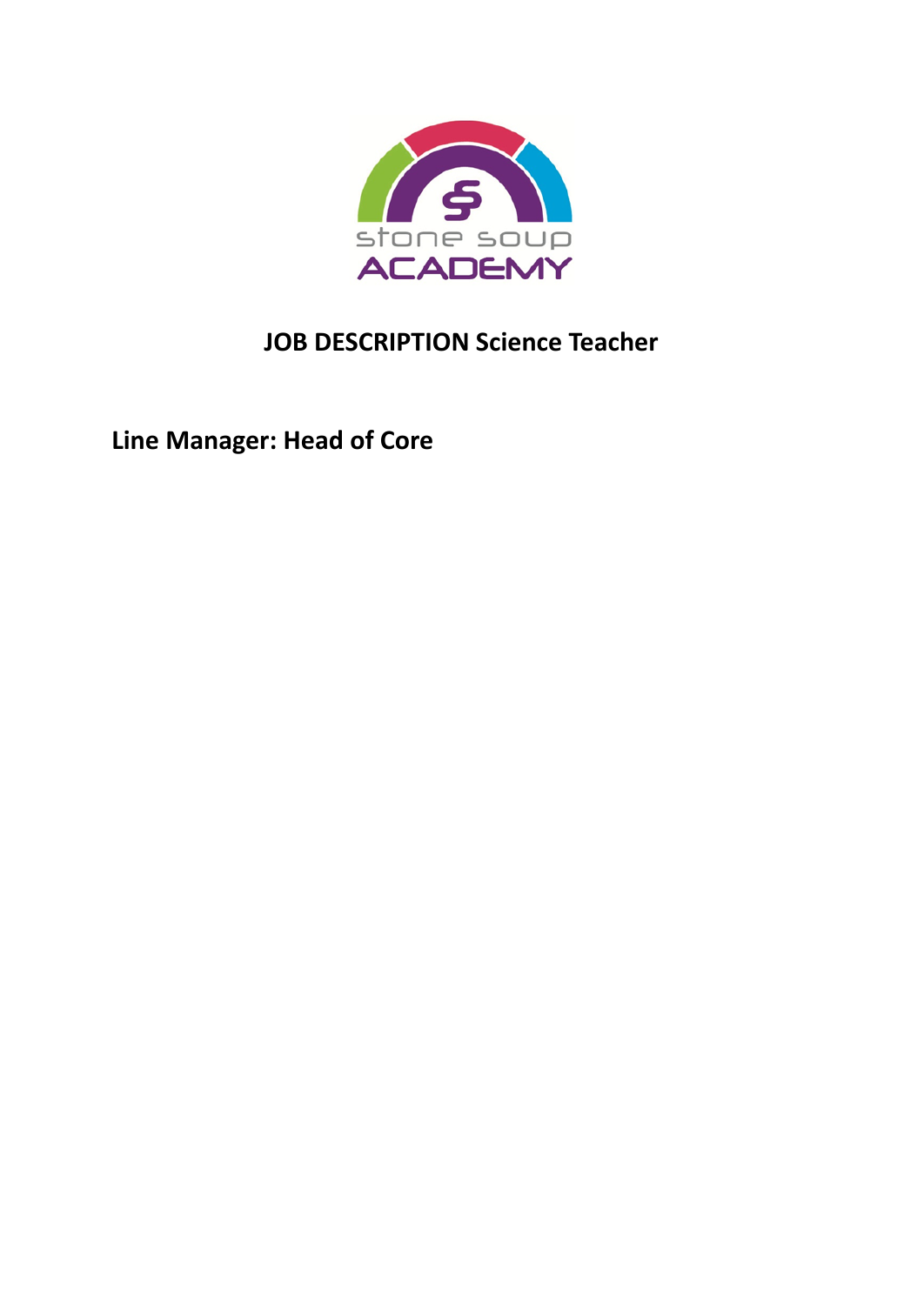# JOB DESCRIPTION Science Teacher

**Line Manager: Head of Core**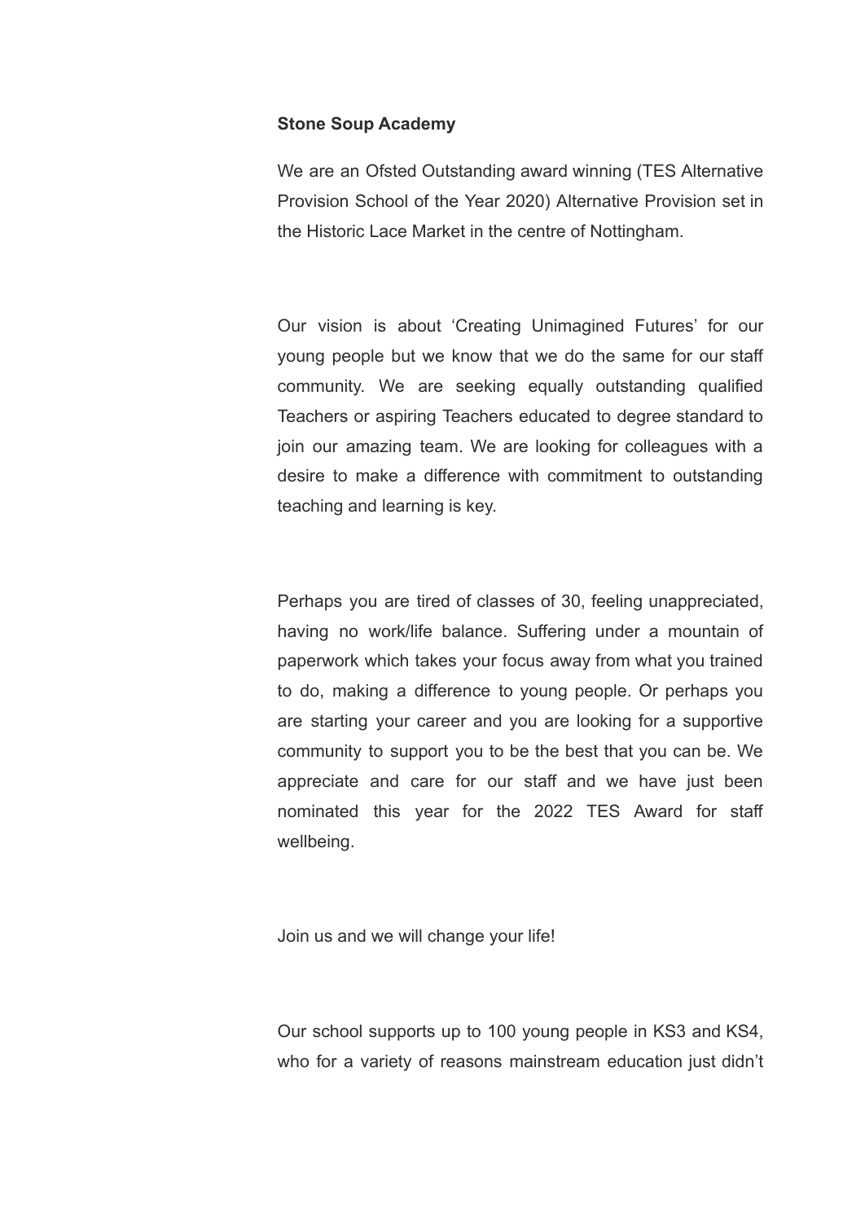**Stone Soup Academy**

We are an Ofsted Outstanding award winning (TES Alternative Provision School of the Year 2020) Alternative Provision set in the Historic Lace Market in the centre of Nottingham.

Our vision is about 'Creating Unimagined Futures' for our young people but we know that we do the same for our staff community. We are seeking equally outstanding qualified Teachers or aspiring Teachers educated to degree standard to join our amazing team. We are looking for colleagues with a desire to make a difference with commitment to outstanding teaching and learning is key.

Perhaps you are tired of classes of 30, feeling unappreciated, having no work/life balance. Suffering under a mountain of paperwork which takes your focus away from what you trained to do, making a difference to young people. Or perhaps you are starting your career and you are looking for a supportive community to support you to be the best that you can be. We appreciate and care for our staff and we have just been nominated this year for the 2022 TES Award for staff wellbeing.

Join us and we will change your life!

Our school supports up to 100 young people in KS3 and KS4, who for a variety of reasons mainstream education just didn't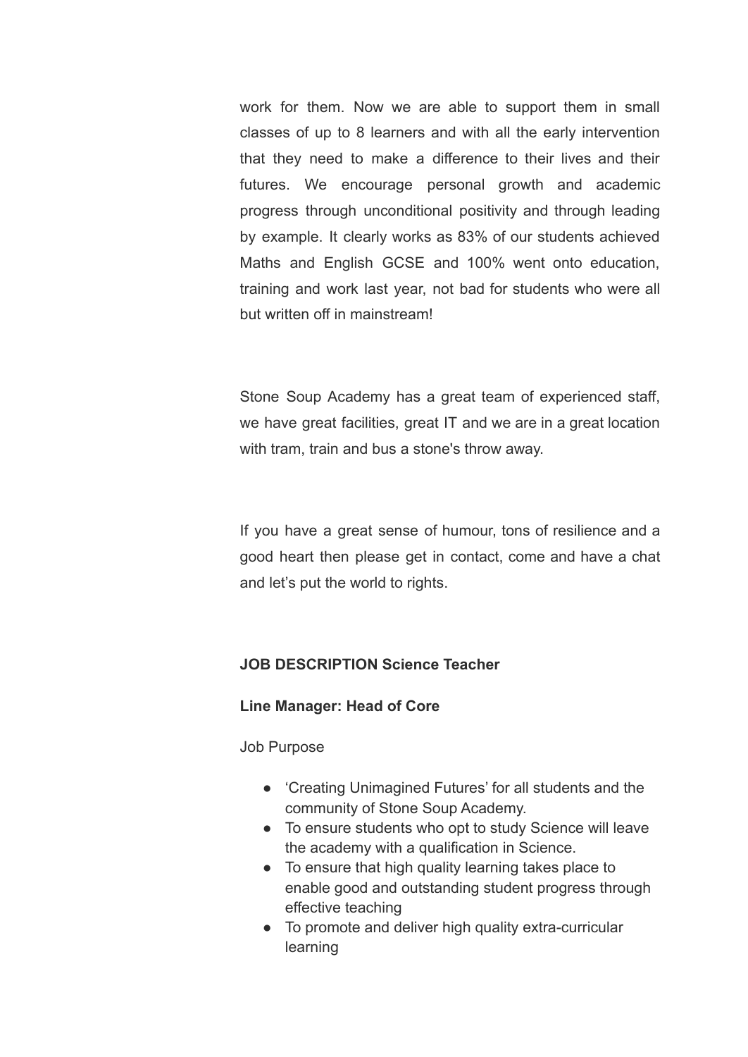work for them. Now we are able to support them in small classes of up to 8 learners and with all the early intervention that they need to make a difference to their lives and their futures. We encourage personal growth and academic progress through unconditional positivity and through leading by example. It clearly works as 83% of our students achieved Maths and English GCSE and 100% went onto education, training and work last year, not bad for students who were all but written off in mainstream!

Stone Soup Academy has a great team of experienced staff, we have great facilities, great IT and we are in a great location with tram, train and bus a stone's throw away.

If you have a great sense of humour, tons of resilience and a good heart then please get in contact, come and have a chat and let’s put the world to rights.

**JOB DESCRIPTION Science Teacher**

**Line Manager: Head of Core**

Job Purpose

- ‘Creating Unimagined Futures’ for all students and the community of Stone Soup Academy.
- To ensure students who opt to study Science will leave the academy with a qualification in Science.
- To ensure that high quality learning takes place to enable good and outstanding student progress through effective teaching
- To promote and deliver high quality extra-curricular learning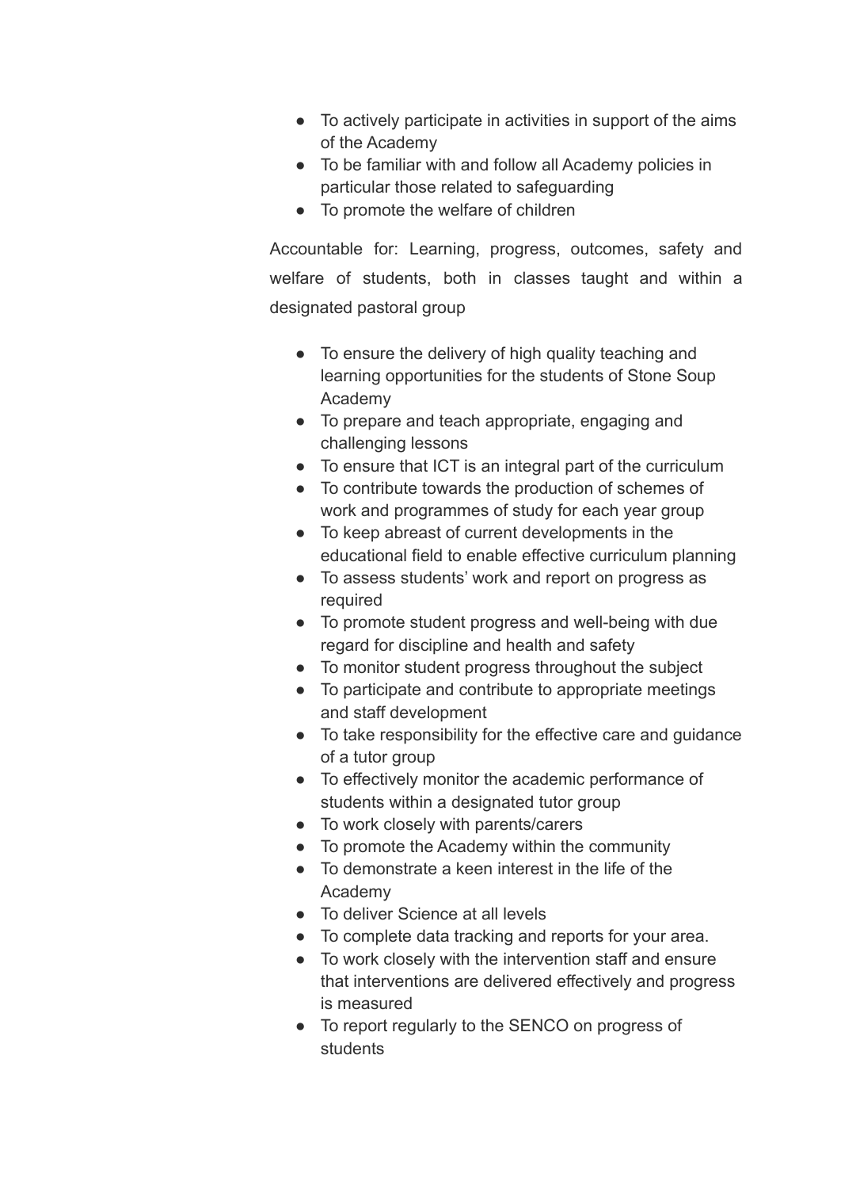- To actively participate in activities in support of the aims of the Academy
- To be familiar with and follow all Academy policies in particular those related to safeguarding
- To promote the welfare of children

Accountable for: Learning, progress, outcomes, safety and welfare of students, both in classes taught and within a designated pastoral group

- To ensure the delivery of high quality teaching and learning opportunities for the students of Stone Soup Academy
- To prepare and teach appropriate, engaging and challenging lessons
- To ensure that ICT is an integral part of the curriculum
- To contribute towards the production of schemes of work and programmes of study for each year group
- To keep abreast of current developments in the educational field to enable effective curriculum planning
- To assess students' work and report on progress as required
- To promote student progress and well-being with due regard for discipline and health and safety
- To monitor student progress throughout the subject
- To participate and contribute to appropriate meetings and staff development
- To take responsibility for the effective care and guidance of a tutor group
- To effectively monitor the academic performance of students within a designated tutor group
- To work closely with parents/carers
- To promote the Academy within the community
- To demonstrate a keen interest in the life of the Academy
- To deliver Science at all levels
- To complete data tracking and reports for your area.
- To work closely with the intervention staff and ensure that interventions are delivered effectively and progress is measured
- To report regularly to the SENCO on progress of students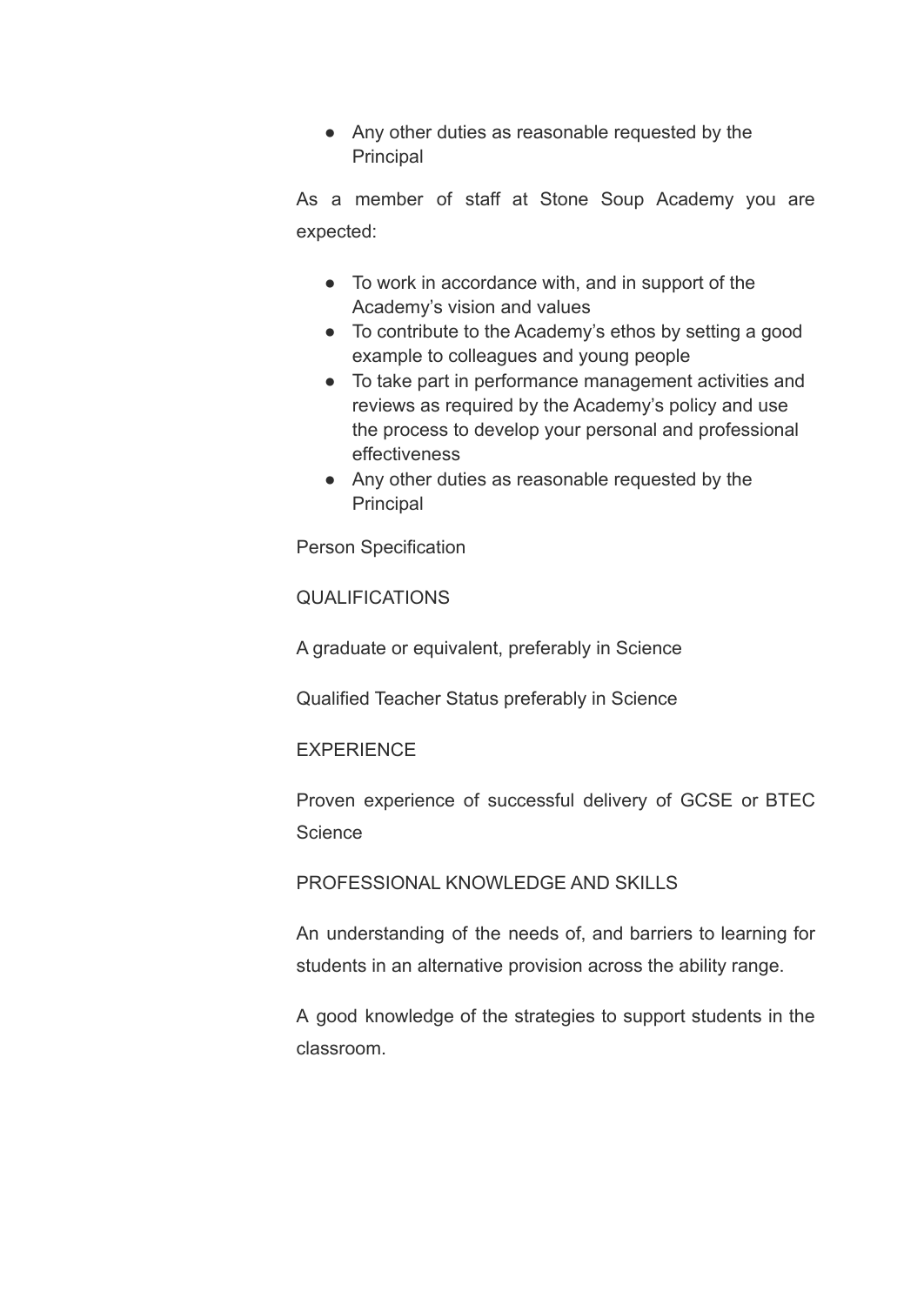- Any other duties as reasonable requested by the Principal

As a member of staff at Stone Soup Academy you are expected:

- To work in accordance with, and in support of the Academy's vision and values
- To contribute to the Academy's ethos by setting a good example to colleagues and young people
- To take part in performance management activities and reviews as required by the Academy's policy and use the process to develop your personal and professional effectiveness
- Any other duties as reasonable requested by the Principal

## Person Specification

### QUALIFICATIONS

A graduate or equivalent, preferably in Science

Qualified Teacher Status preferably in Science

### EXPERIENCE

Proven experience of successful delivery of GCSE or BTEC Science

### PROFESSIONAL KNOWLEDGE AND SKILLS

An understanding of the needs of, and barriers to learning for students in an alternative provision across the ability range.

A good knowledge of the strategies to support students in the classroom.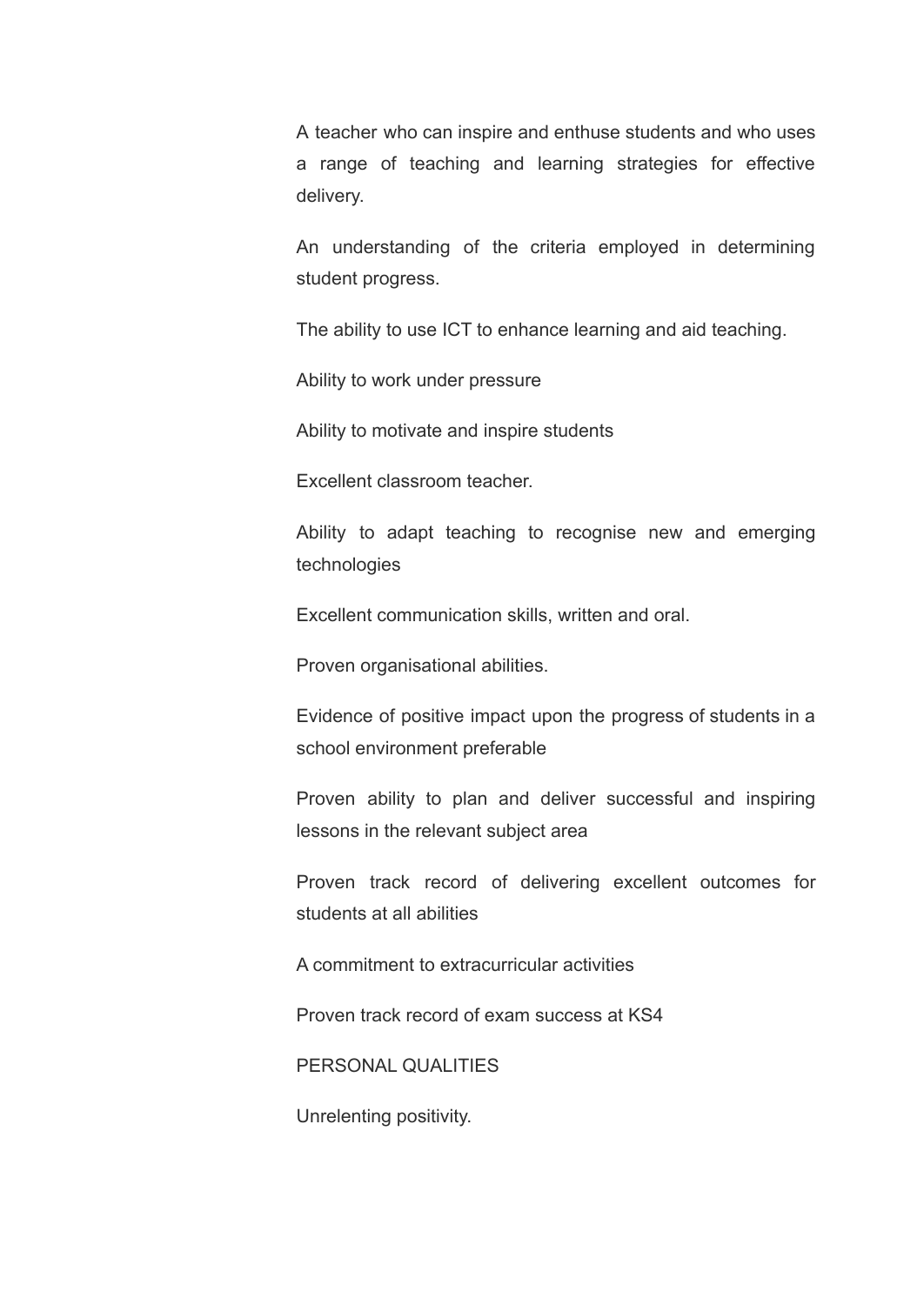A teacher who can inspire and enthuse students and who uses a range of teaching and learning strategies for effective delivery.

An understanding of the criteria employed in determining student progress.

The ability to use ICT to enhance learning and aid teaching.

Ability to work under pressure

Ability to motivate and inspire students

Excellent classroom teacher.

Ability to adapt teaching to recognise new and emerging technologies

Excellent communication skills, written and oral.

Proven organisational abilities.

Evidence of positive impact upon the progress of students in a school environment preferable

Proven ability to plan and deliver successful and inspiring lessons in the relevant subject area

Proven track record of delivering excellent outcomes for students at all abilities

A commitment to extracurricular activities

Proven track record of exam success at KS4

PERSONAL QUALITIES

Unrelenting positivity.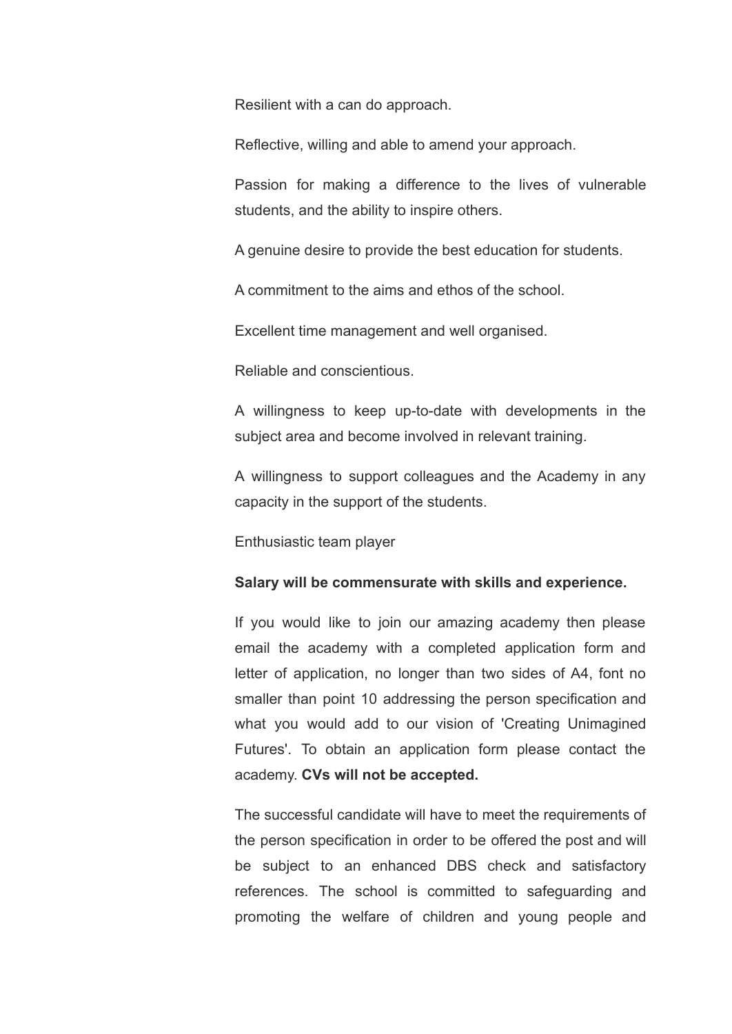Resilient with a can do approach.

Reflective, willing and able to amend your approach.

Passion for making a difference to the lives of vulnerable students, and the ability to inspire others.

A genuine desire to provide the best education for students.

A commitment to the aims and ethos of the school.

Excellent time management and well organised.

Reliable and conscientious.

A willingness to keep up-to-date with developments in the subject area and become involved in relevant training.

A willingness to support colleagues and the Academy in any capacity in the support of the students.

Enthusiastic team player

**Salary will be commensurate with skills and experience.**

If you would like to join our amazing academy then please email the academy with a completed application form and letter of application, no longer than two sides of A4, font no smaller than point 10 addressing the person specification and what you would add to our vision of 'Creating Unimagined Futures'. To obtain an application form please contact the academy. **CVs will not be accepted.**

The successful candidate will have to meet the requirements of the person specification in order to be offered the post and will be subject to an enhanced DBS check and satisfactory references. The school is committed to safeguarding and promoting the welfare of children and young people and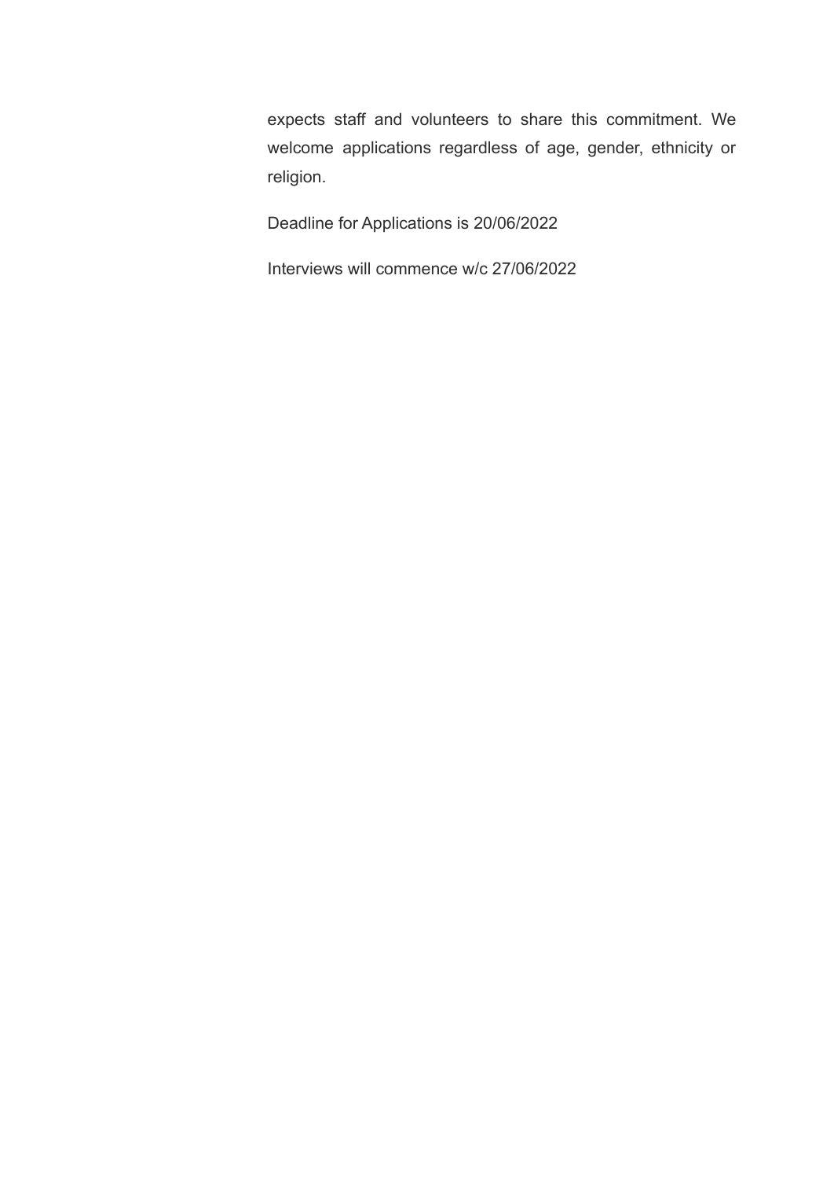expects staff and volunteers to share this commitment. We welcome applications regardless of age, gender, ethnicity or religion.

Deadline for Applications is 20/06/2022

Interviews will commence w/c 27/06/2022